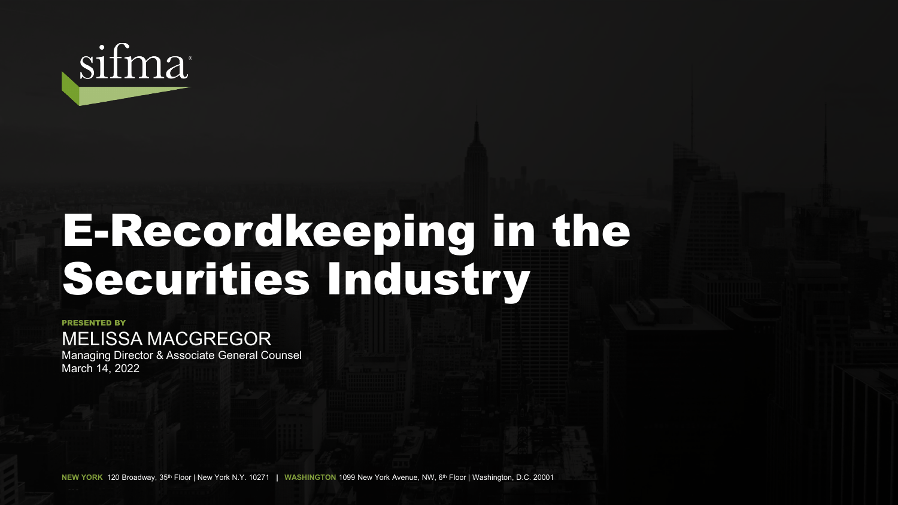sifma

# E-Recordkeeping in the Securities Industry

**PRESENTED BY**

MELISSA MACGREGOR

Managing Director & Associate General Counsel

March 14, 2022

**NEW YORK** 120 Broadway, 35th Floor | New York N.Y. 10271 | **WASHINGTON** 1099 New York Avenue, NW, 6th Floor | Washington, D.C. 20001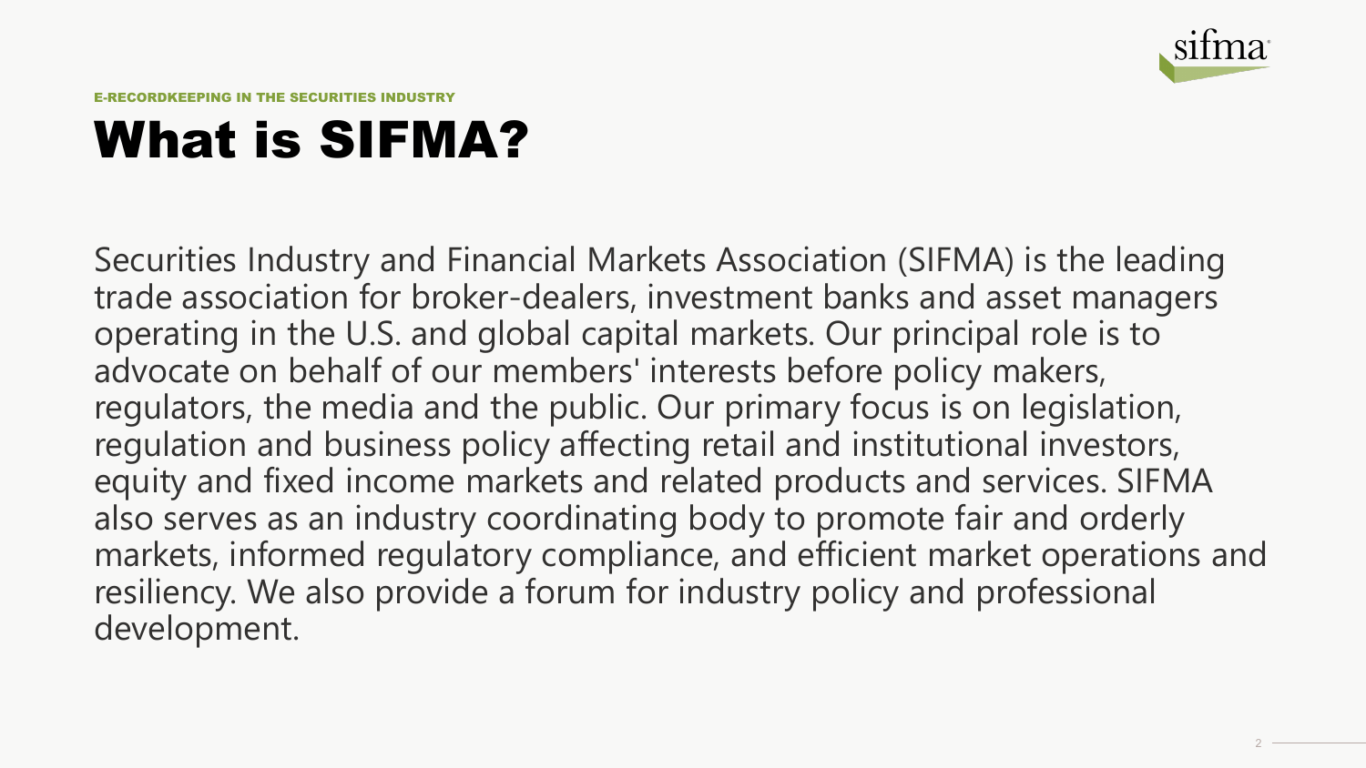E-RECORDKEEPING IN THE SECURITIES INDUSTRY

# What is SIFMA?

Securities Industry and Financial Markets Association (SIFMA) is the leading trade association for broker-dealers, investment banks and asset managers operating in the U.S. and global capital markets. Our principal role is to advocate on behalf of our members' interests before policy makers, regulators, the media and the public. Our primary focus is on legislation, regulation and business policy affecting retail and institutional investors, equity and fixed income markets and related products and services. SIFMA also serves as an industry coordinating body to promote fair and orderly markets, informed regulatory compliance, and efficient market operations and resiliency. We also provide a forum for industry policy and professional development.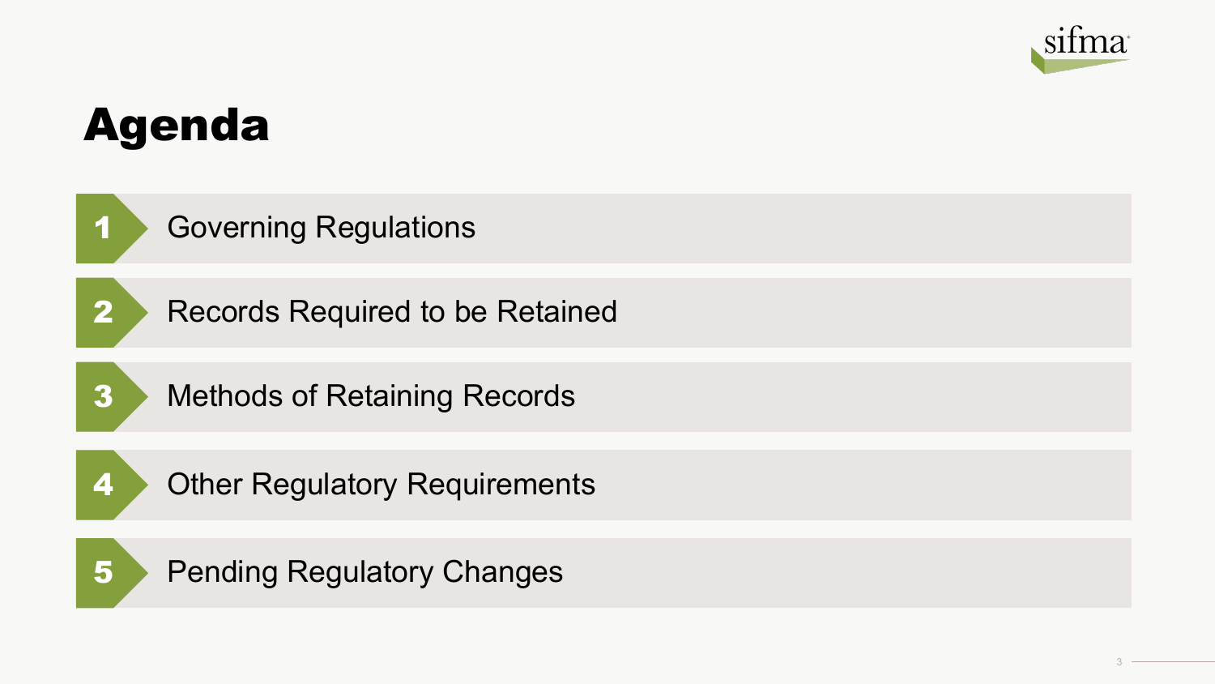# Agenda

1. Governing Regulations
2. Records Required to be Retained
3. Methods of Retaining Records
4. Other Regulatory Requirements
5. Pending Regulatory Changes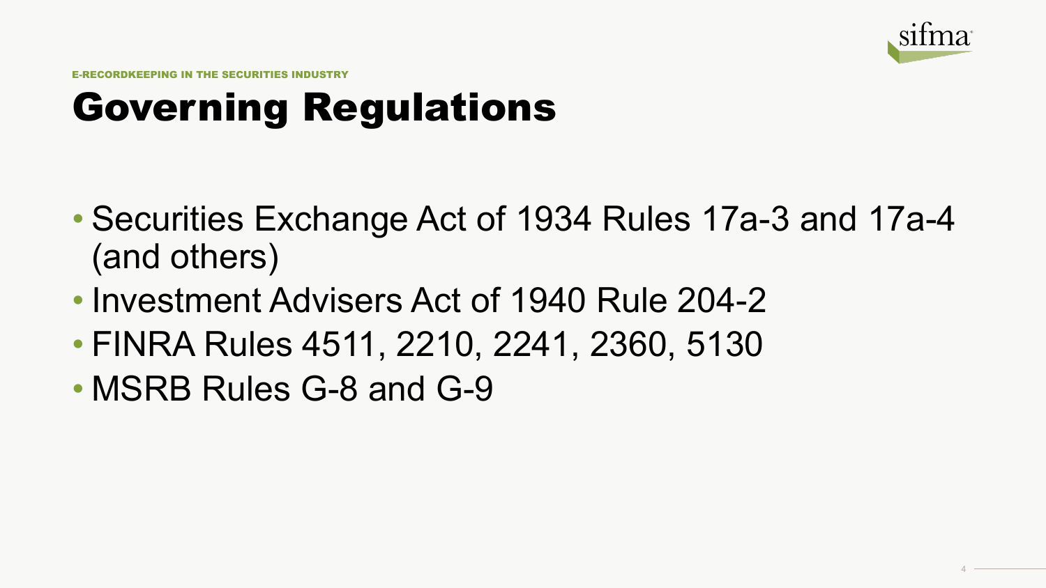E-RECORDKEEPING IN THE SECURITIES INDUSTRY

# Governing Regulations

- Securities Exchange Act of 1934 Rules 17a-3 and 17a-4 (and others)
- Investment Advisers Act of 1940 Rule 204-2
- FINRA Rules 4511, 2210, 2241, 2360, 5130
- MSRB Rules G-8 and G-9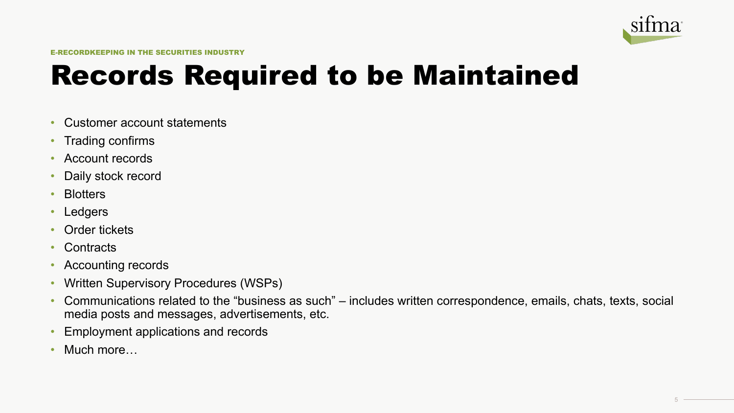E-RECORDKEEPING IN THE SECURITIES INDUSTRY

# Records Required to be Maintained

- Customer account statements
- Trading confirms
- Account records
- Daily stock record
- Blotters
- Ledgers
- Order tickets
- Contracts
- Accounting records
- Written Supervisory Procedures (WSPs)
- Communications related to the "business as such" – includes written correspondence, emails, chats, texts, social media posts and messages, advertisements, etc.
- Employment applications and records
- Much more…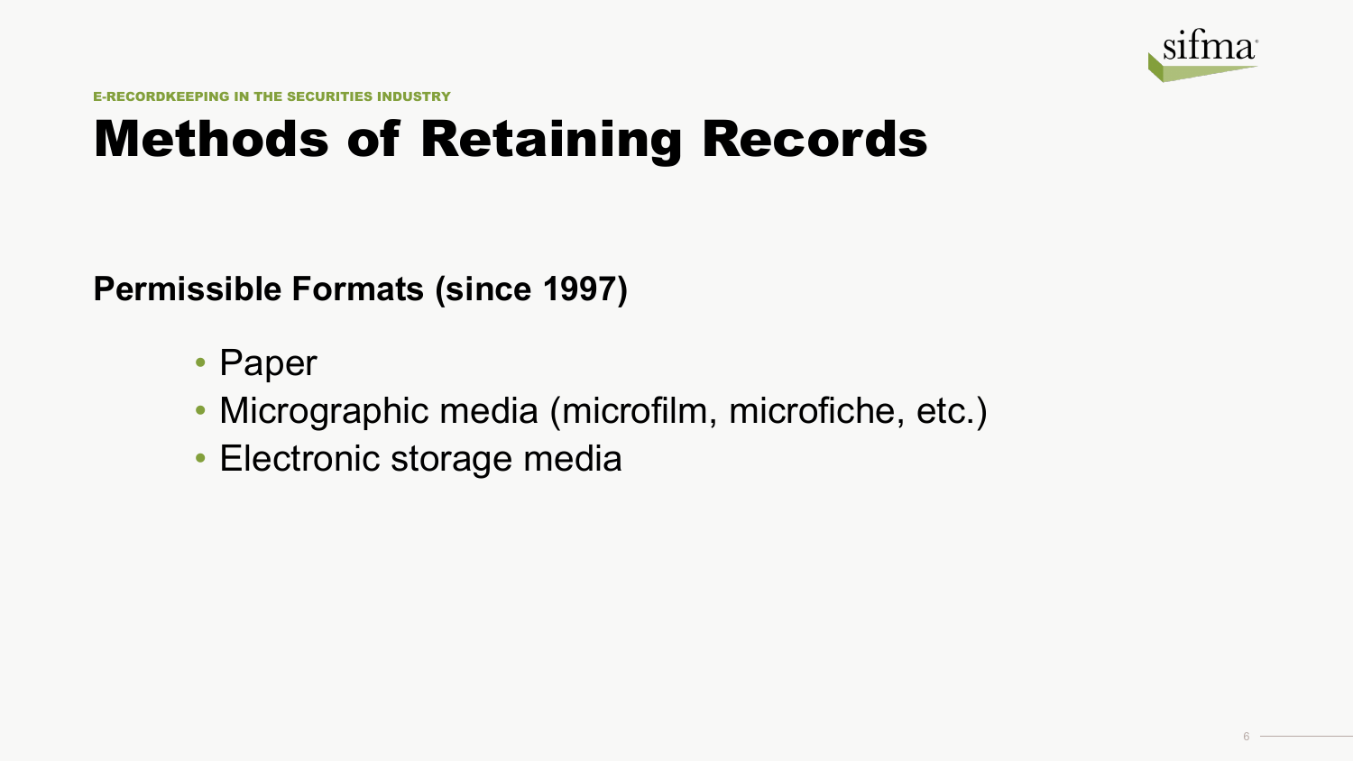E-RECORDKEEPING IN THE SECURITIES INDUSTRY

# Methods of Retaining Records

**Permissible Formats (since 1997)**

- Paper
- Micrographic media (microfilm, microfiche, etc.)
- Electronic storage media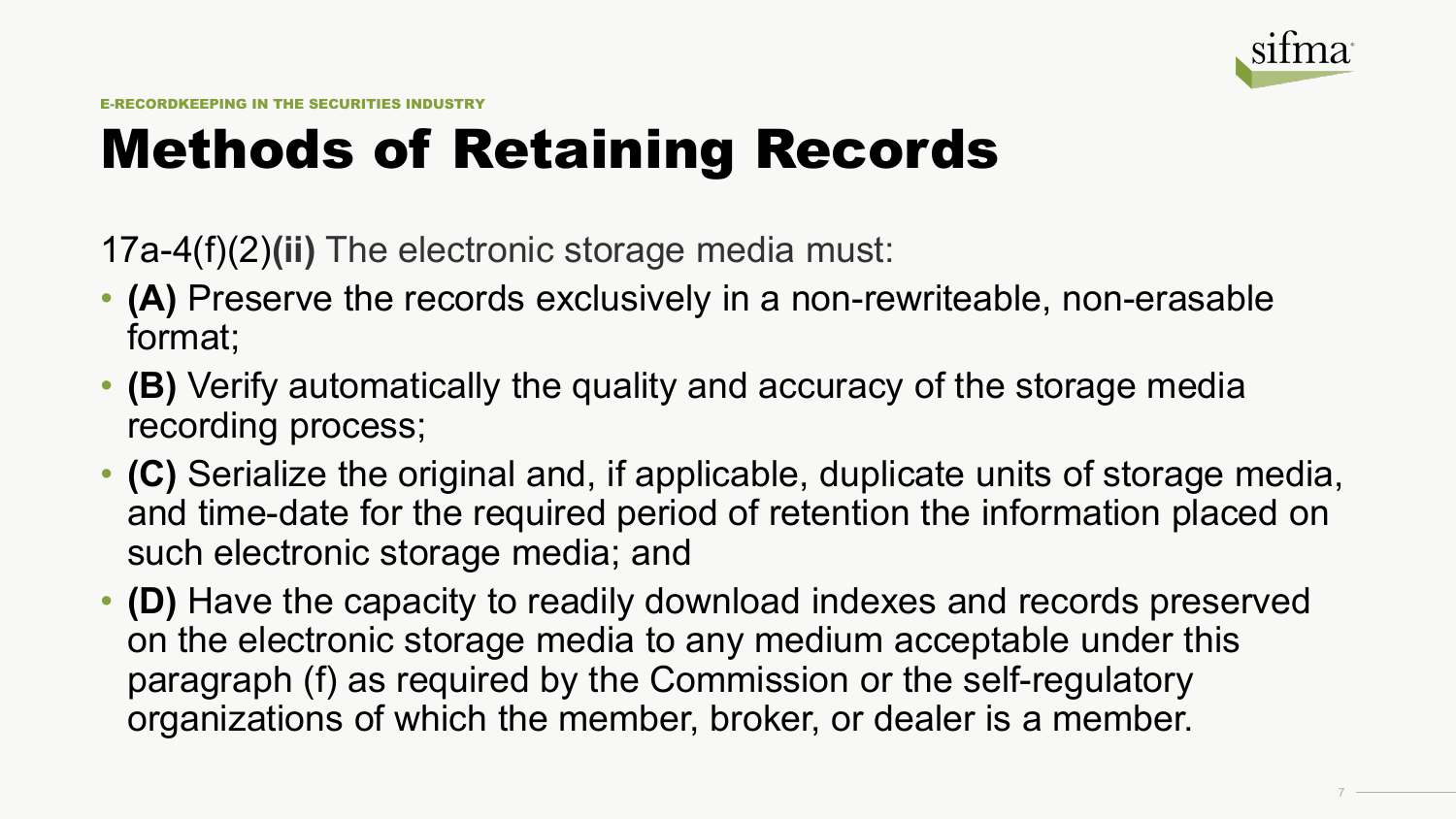E-RECORDKEEPING IN THE SECURITIES INDUSTRY

# Methods of Retaining Records

17a-4(f)(2)**(ii)** The electronic storage media must:

- **(A)** Preserve the records exclusively in a non-rewriteable, non-erasable format;
- **(B)** Verify automatically the quality and accuracy of the storage media recording process;
- **(C)** Serialize the original and, if applicable, duplicate units of storage media, and time-date for the required period of retention the information placed on such electronic storage media; and
- **(D)** Have the capacity to readily download indexes and records preserved on the electronic storage media to any medium acceptable under this paragraph (f) as required by the Commission or the self-regulatory organizations of which the member, broker, or dealer is a member.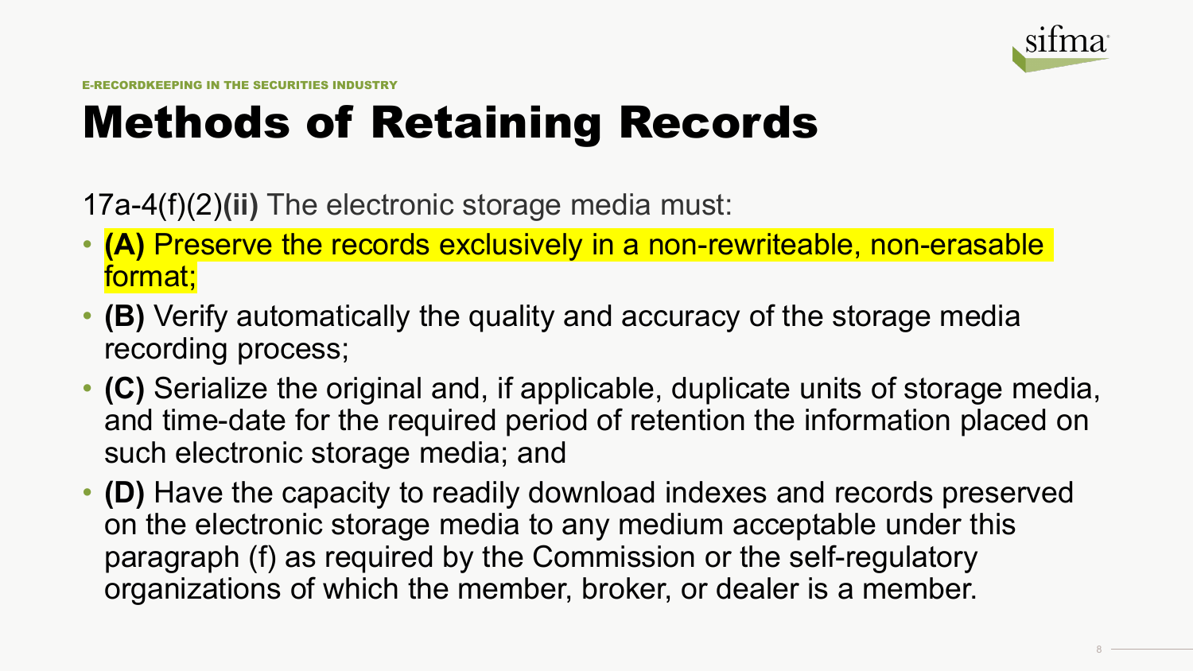E-RECORDKEEPING IN THE SECURITIES INDUSTRY

# Methods of Retaining Records

17a-4(f)(2)**(ii)** The electronic storage media must:

- **(A)** Preserve the records exclusively in a non-rewriteable, non-erasable format;
- **(B)** Verify automatically the quality and accuracy of the storage media recording process;
- **(C)** Serialize the original and, if applicable, duplicate units of storage media, and time-date for the required period of retention the information placed on such electronic storage media; and
- **(D)** Have the capacity to readily download indexes and records preserved on the electronic storage media to any medium acceptable under this paragraph (f) as required by the Commission or the self-regulatory organizations of which the member, broker, or dealer is a member.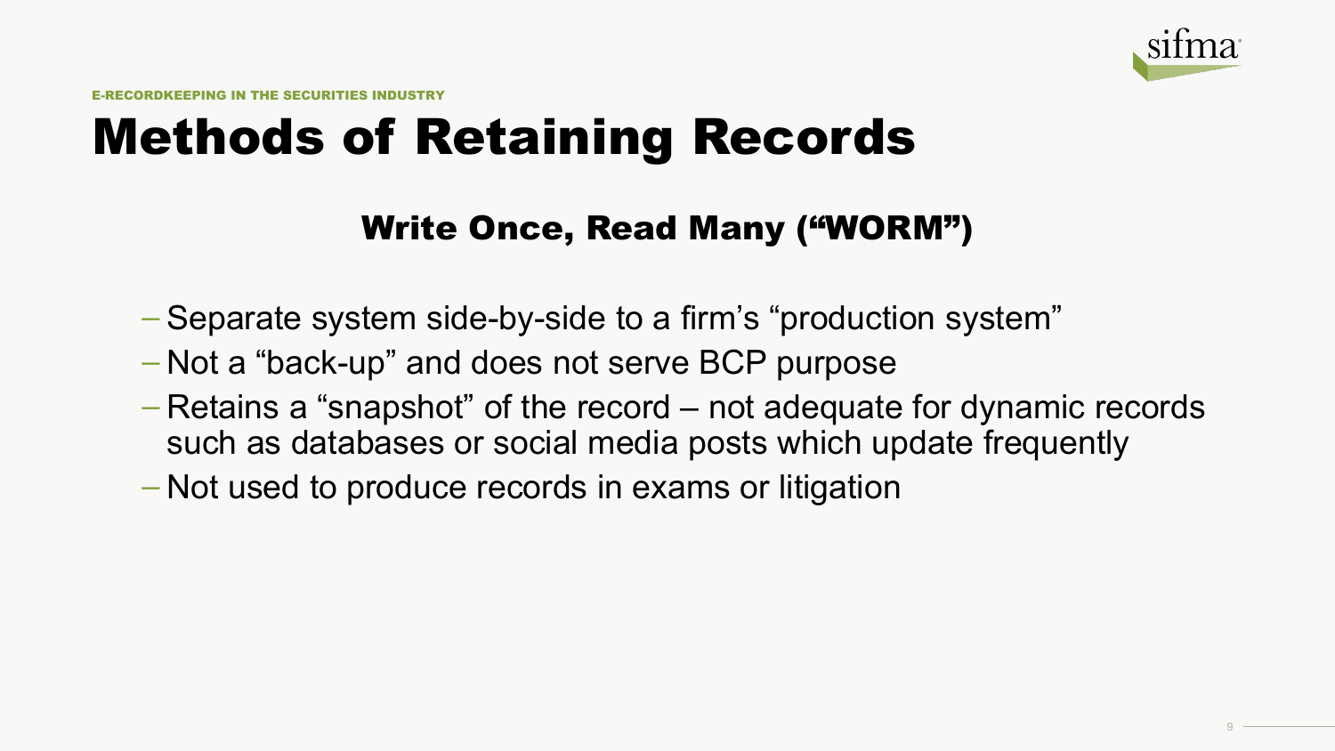E-RECORDKEEPING IN THE SECURITIES INDUSTRY

# Methods of Retaining Records

## Write Once, Read Many (“WORM”)

- Separate system side-by-side to a firm’s “production system”
- Not a “back-up” and does not serve BCP purpose
- Retains a “snapshot” of the record – not adequate for dynamic records such as databases or social media posts which update frequently
- Not used to produce records in exams or litigation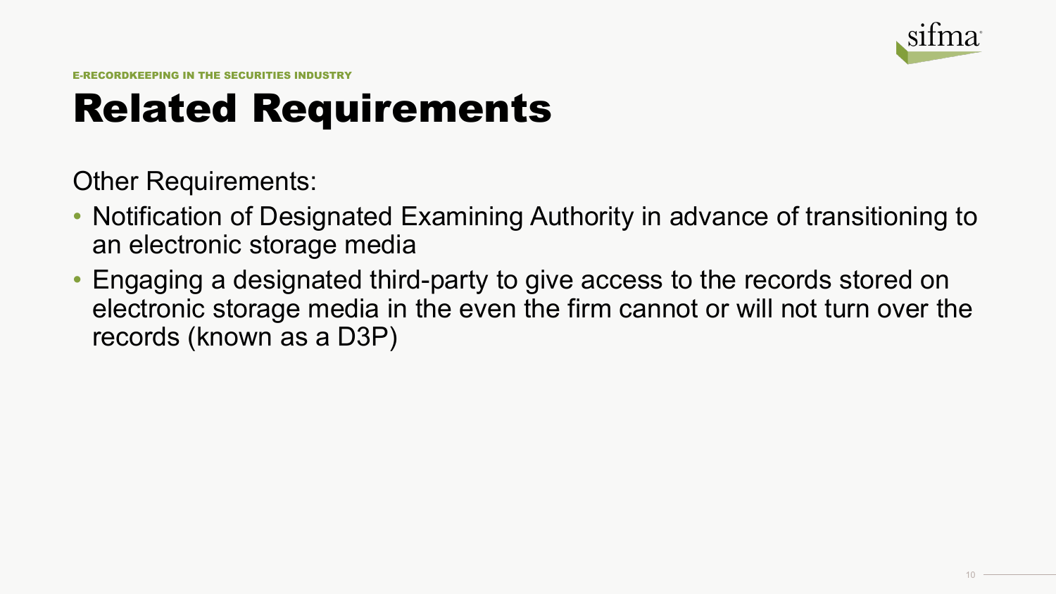E-RECORDKEEPING IN THE SECURITIES INDUSTRY

# Related Requirements

Other Requirements:

- Notification of Designated Examining Authority in advance of transitioning to an electronic storage media
- Engaging a designated third-party to give access to the records stored on electronic storage media in the even the firm cannot or will not turn over the records (known as a D3P)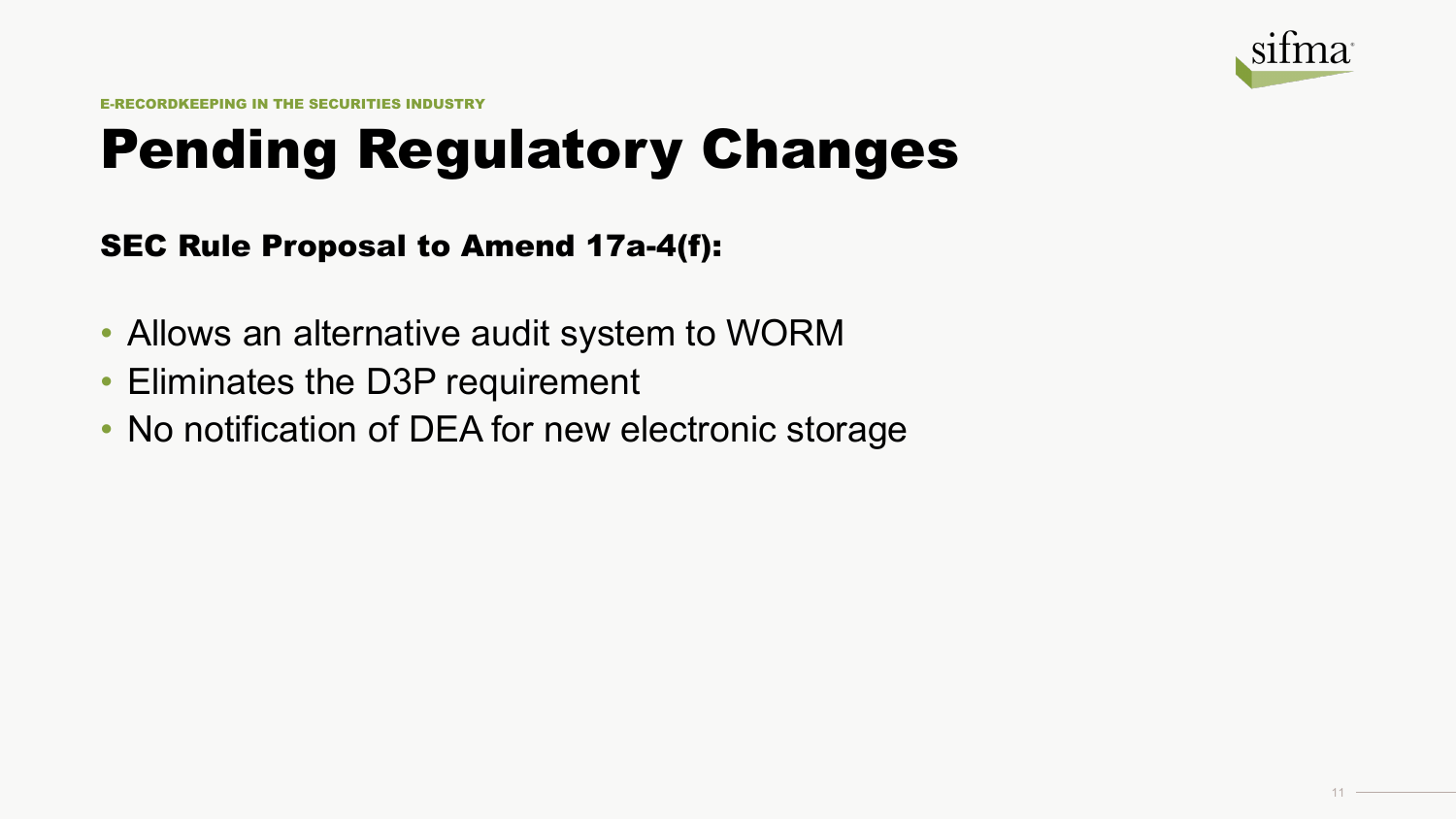E-RECORDKEEPING IN THE SECURITIES INDUSTRY

# Pending Regulatory Changes

**SEC Rule Proposal to Amend 17a-4(f):**

- Allows an alternative audit system to WORM
- Eliminates the D3P requirement
- No notification of DEA for new electronic storage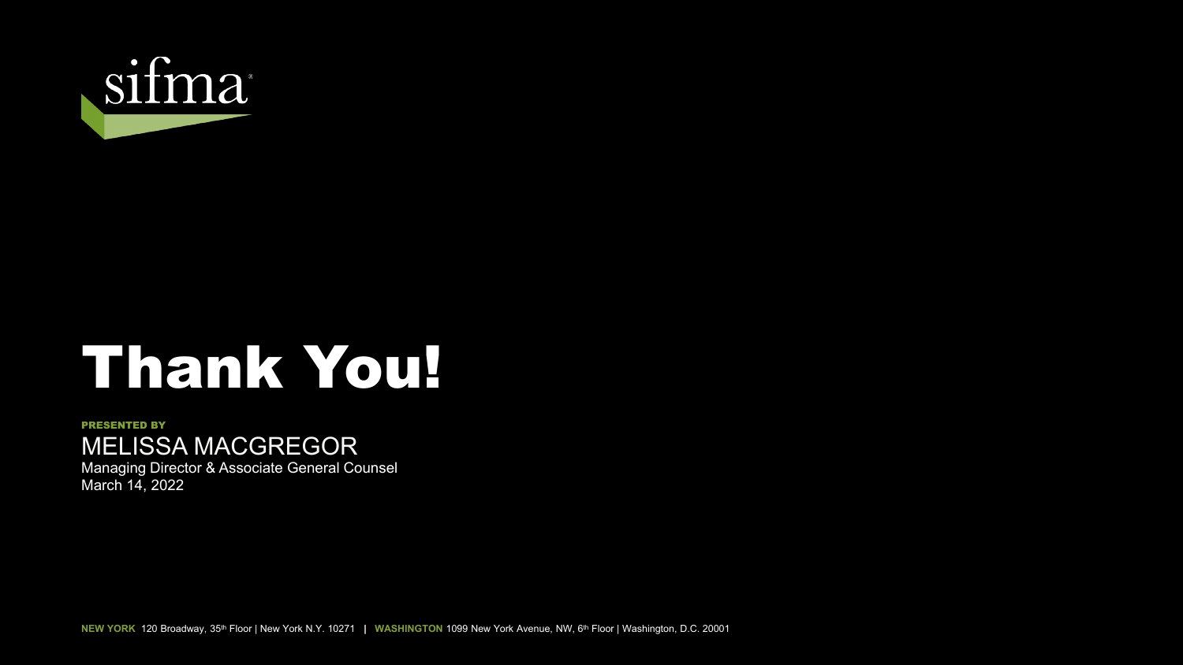sifma

# Thank You!

**PRESENTED BY**

MELISSA MACGREGOR

Managing Director & Associate General Counsel

March 14, 2022

**NEW YORK** 120 Broadway, 35th Floor | New York N.Y. 10271 | **WASHINGTON** 1099 New York Avenue, NW, 6th Floor | Washington, D.C. 20001